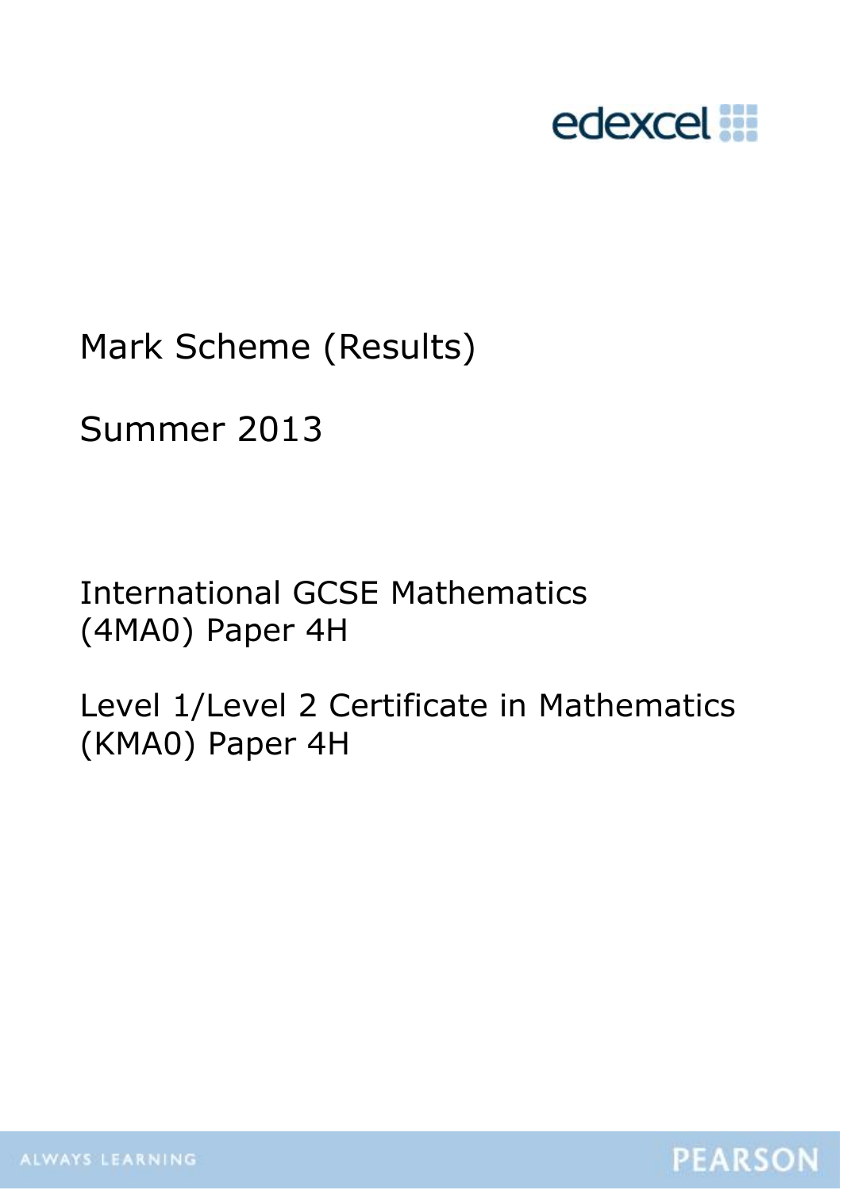edexcel

# Mark Scheme (Results)

Summer 2013

International GCSE Mathematics (4MA0) Paper 4H

Level 1/Level 2 Certificate in Mathematics (KMA0) Paper 4H

ALWAYS LEARNING

PEARSON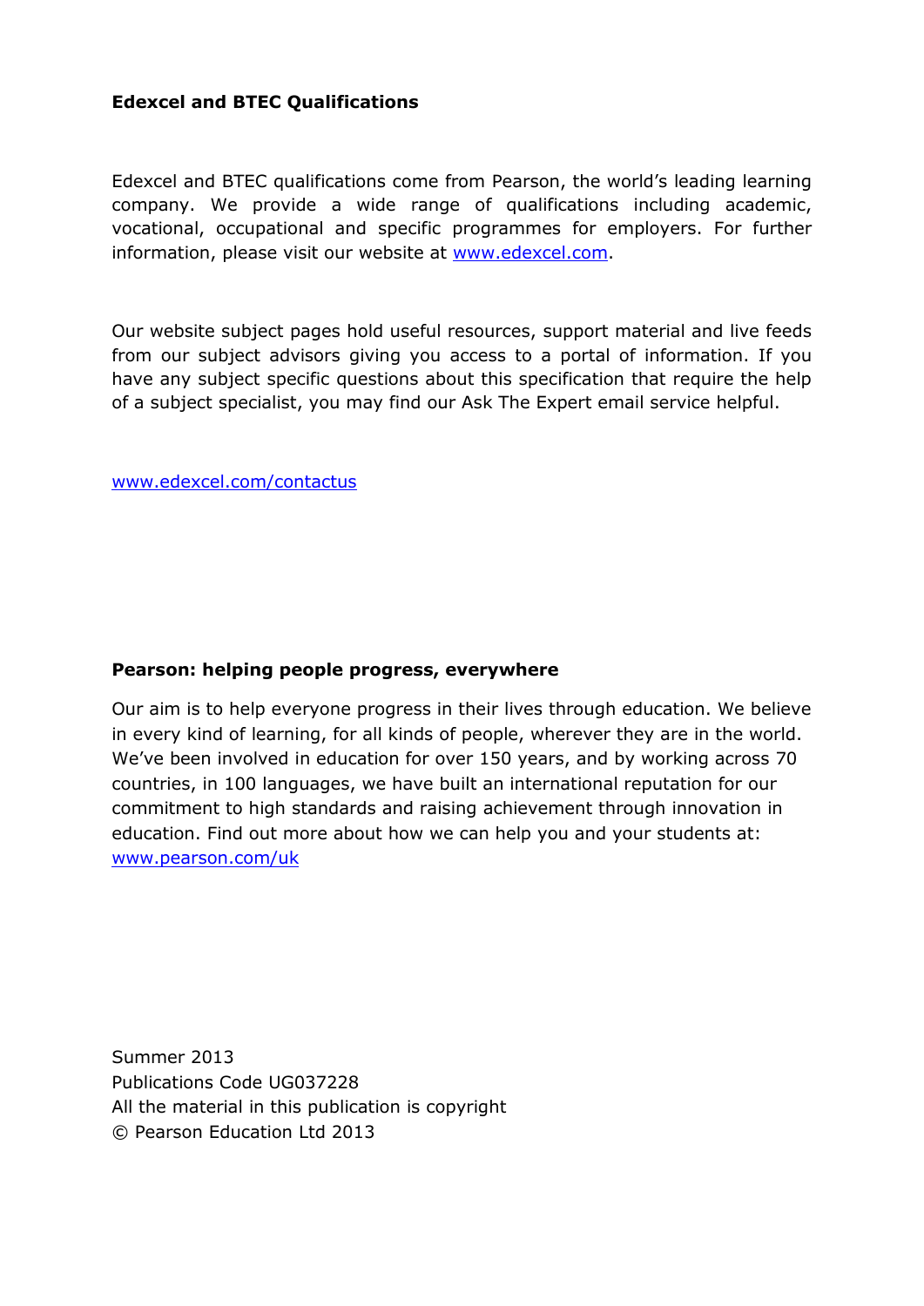**Edexcel and BTEC Qualifications**

Edexcel and BTEC qualifications come from Pearson, the world's leading learning company. We provide a wide range of qualifications including academic, vocational, occupational and specific programmes for employers. For further information, please visit our website at www.edexcel.com.

Our website subject pages hold useful resources, support material and live feeds from our subject advisors giving you access to a portal of information. If you have any subject specific questions about this specification that require the help of a subject specialist, you may find our Ask The Expert email service helpful.

www.edexcel.com/contactus

**Pearson: helping people progress, everywhere**

Our aim is to help everyone progress in their lives through education. We believe in every kind of learning, for all kinds of people, wherever they are in the world. We've been involved in education for over 150 years, and by working across 70 countries, in 100 languages, we have built an international reputation for our commitment to high standards and raising achievement through innovation in education. Find out more about how we can help you and your students at: www.pearson.com/uk

Summer 2013
Publications Code UG037228
All the material in this publication is copyright
© Pearson Education Ltd 2013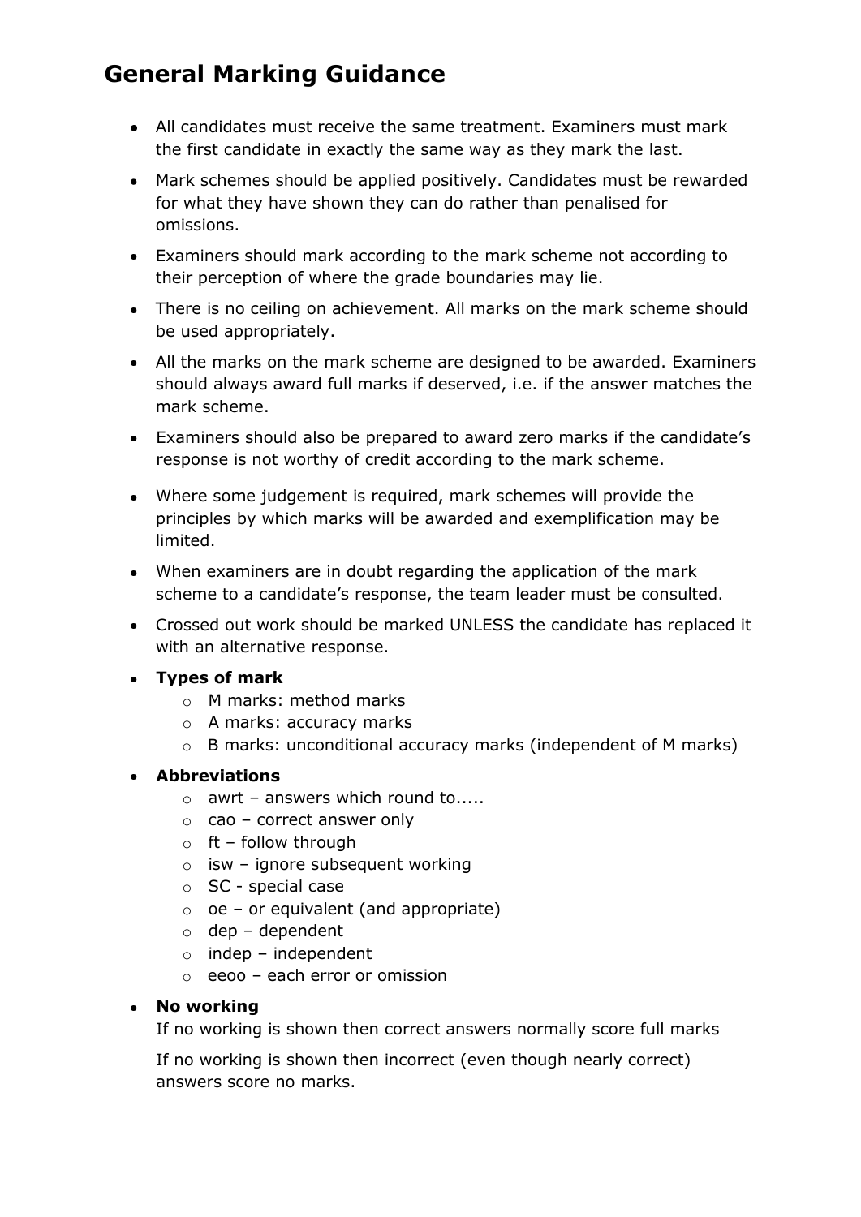# General Marking Guidance

- All candidates must receive the same treatment. Examiners must mark the first candidate in exactly the same way as they mark the last.
- Mark schemes should be applied positively. Candidates must be rewarded for what they have shown they can do rather than penalised for omissions.
- Examiners should mark according to the mark scheme not according to their perception of where the grade boundaries may lie.
- There is no ceiling on achievement. All marks on the mark scheme should be used appropriately.
- All the marks on the mark scheme are designed to be awarded. Examiners should always award full marks if deserved, i.e. if the answer matches the mark scheme.
- Examiners should also be prepared to award zero marks if the candidate's response is not worthy of credit according to the mark scheme.
- Where some judgement is required, mark schemes will provide the principles by which marks will be awarded and exemplification may be limited.
- When examiners are in doubt regarding the application of the mark scheme to a candidate's response, the team leader must be consulted.
- Crossed out work should be marked UNLESS the candidate has replaced it with an alternative response.
- **Types of mark**
  - M marks: method marks
  - A marks: accuracy marks
  - B marks: unconditional accuracy marks (independent of M marks)
- **Abbreviations**
  - awrt – answers which round to.....
  - cao – correct answer only
  - ft – follow through
  - isw – ignore subsequent working
  - SC - special case
  - oe – or equivalent (and appropriate)
  - dep – dependent
  - indep – independent
  - eeoo – each error or omission
- **No working**

  If no working is shown then correct answers normally score full marks

  If no working is shown then incorrect (even though nearly correct) answers score no marks.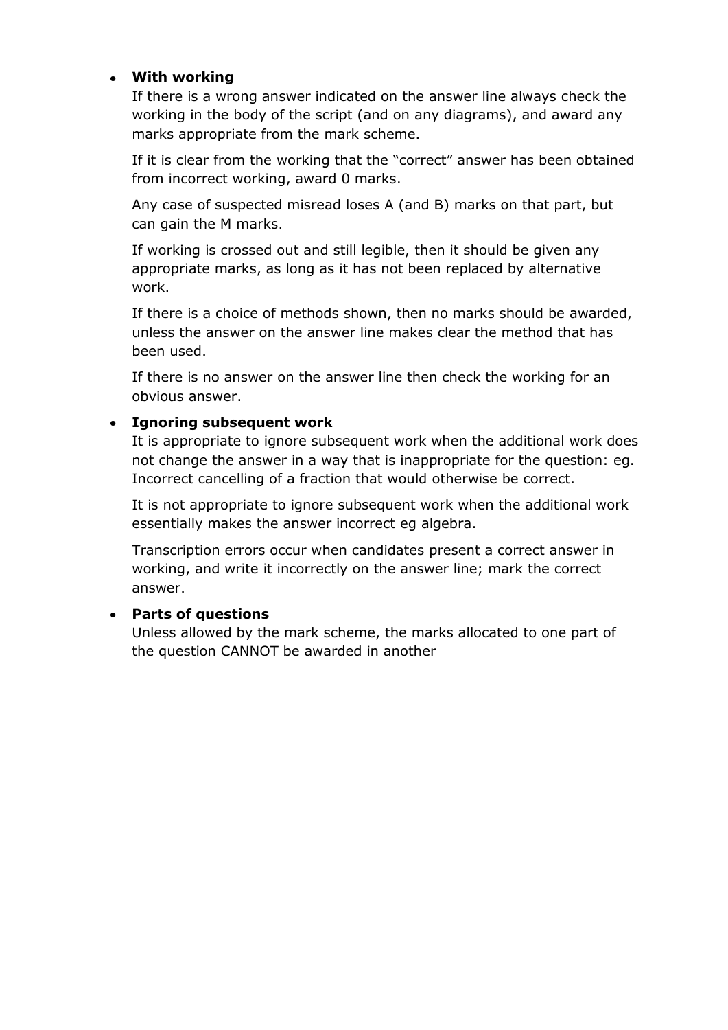- **With working**

  If there is a wrong answer indicated on the answer line always check the working in the body of the script (and on any diagrams), and award any marks appropriate from the mark scheme.

  If it is clear from the working that the "correct" answer has been obtained from incorrect working, award 0 marks.

  Any case of suspected misread loses A (and B) marks on that part, but can gain the M marks.

  If working is crossed out and still legible, then it should be given any appropriate marks, as long as it has not been replaced by alternative work.

  If there is a choice of methods shown, then no marks should be awarded, unless the answer on the answer line makes clear the method that has been used.

  If there is no answer on the answer line then check the working for an obvious answer.

- **Ignoring subsequent work**

  It is appropriate to ignore subsequent work when the additional work does not change the answer in a way that is inappropriate for the question: eg. Incorrect cancelling of a fraction that would otherwise be correct.

  It is not appropriate to ignore subsequent work when the additional work essentially makes the answer incorrect eg algebra.

  Transcription errors occur when candidates present a correct answer in working, and write it incorrectly on the answer line; mark the correct answer.

- **Parts of questions**

  Unless allowed by the mark scheme, the marks allocated to one part of the question CANNOT be awarded in another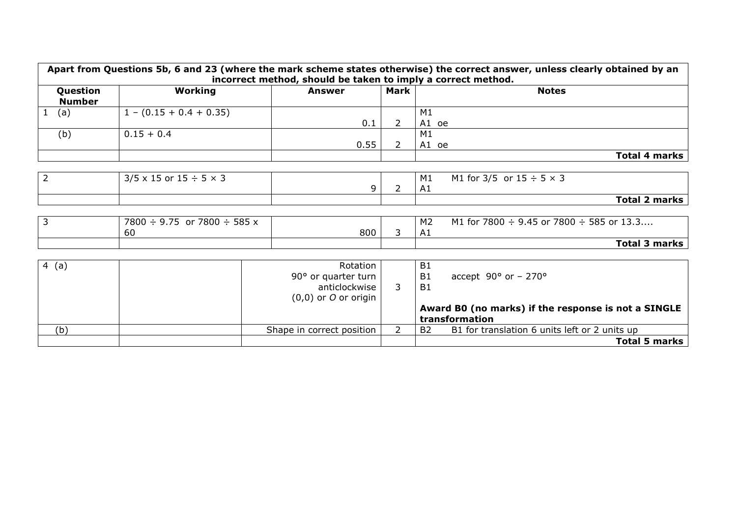**Apart from Questions 5b, 6 and 23 (where the mark scheme states otherwise) the correct answer, unless clearly obtained by an incorrect method, should be taken to imply a correct method.**

| Question Number | Working | Answer | Mark | Notes |
|---|---|---|---|---|
| 1 (a) | 1 – (0.15 + 0.4 + 0.35) | 0.1 | 2 | M1<br>A1 oe |
| (b) | 0.15 + 0.4 | 0.55 | 2 | M1<br>A1 oe |
| | | | | **Total 4 marks** |

| | | | | |
|---|---|---|---|---|
| 2 | 3/5 x 15 or 15 ÷ 5 × 3 | 9 | 2 | M1 M1 for 3/5 or 15 ÷ 5 × 3<br>A1 |
| | | | | **Total 2 marks** |

| | | | | |
|---|---|---|---|---|
| 3 | 7800 ÷ 9.75 or 7800 ÷ 585 x 60 | 800 | 3 | M2 M1 for 7800 ÷ 9.45 or 7800 ÷ 585 or 13.3....<br>A1 |
| | | | | **Total 3 marks** |

| | | | | |
|---|---|---|---|---|
| 4 (a) | | Rotation<br>90° or quarter turn<br>anticlockwise<br>(0,0) or *O* or origin | 3 | B1<br>B1 accept 90° or – 270°<br>B1<br>**Award B0 (no marks) if the response is not a SINGLE transformation** |
| (b) | | Shape in correct position | 2 | B2 B1 for translation 6 units left or 2 units up |
| | | | | **Total 5 marks** |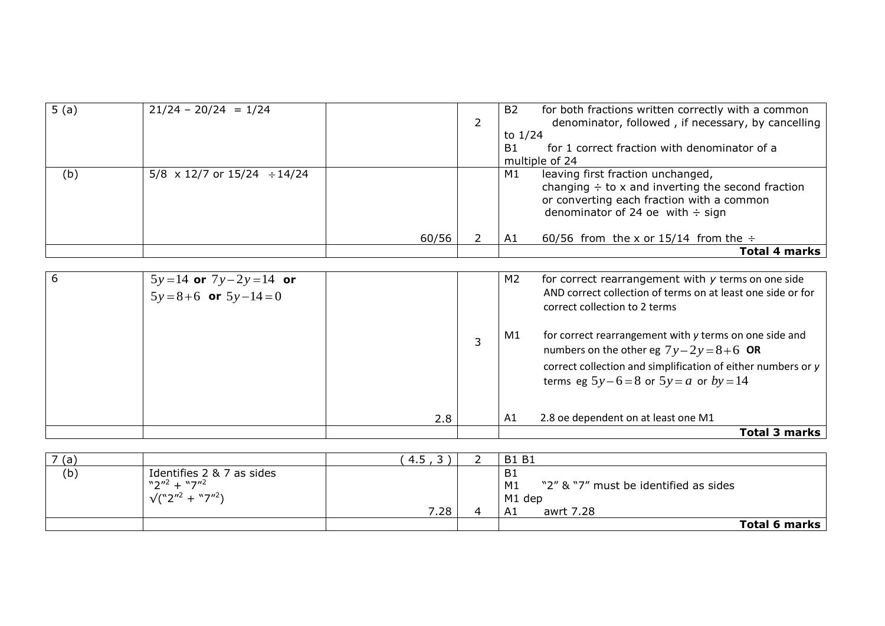| | | | | |
|---|---|---|---|---|
| 5 (a) | 21/24 – 20/24 = 1/24 | | 2 | B2 for both fractions written correctly with a common denominator, followed , if necessary, by cancelling to 1/24<br>B1 for 1 correct fraction with denominator of a multiple of 24 |
| (b) | 5/8 x 12/7 or 15/24 ÷ 14/24 | | | M1 leaving first fraction unchanged, changing ÷ to x and inverting the second fraction or converting each fraction with a common denominator of 24 oe with ÷ sign |
| | | 60/56 | 2 | A1 60/56 from the x or 15/14 from the ÷ |
| | | | | **Total 4 marks** |

| | | | | |
|---|---|---|---|---|
| 6 | $5y = 14$ **or** $7y - 2y = 14$ **or** $5y = 8 + 6$ **or** $5y - 14 = 0$ | | 3 | M2 for correct rearrangement with $y$ terms on one side AND correct collection of terms on at least one side or for correct collection to 2 terms<br><br>M1 for correct rearrangement with $y$ terms on one side and numbers on the other eg $7y - 2y = 8 + 6$ **OR** correct collection and simplification of either numbers or $y$ terms eg $5y - 6 = 8$ or $5y = a$ or $by = 14$ |
| | | 2.8 | | A1 2.8 oe dependent on at least one M1 |
| | | | | **Total 3 marks** |

| | | | | |
|---|---|---|---|---|
| 7 (a) | | ( 4.5 , 3 ) | 2 | B1 B1 |
| (b) | Identifies 2 & 7 as sides<br>$"2"^2 + "7"^2$<br>$\sqrt{("2"^2 + "7"^2)}$ | | | B1<br>M1 "2" & "7" must be identified as sides<br>M1 dep |
| | | 7.28 | 4 | A1 awrt 7.28 |
| | | | | **Total 6 marks** |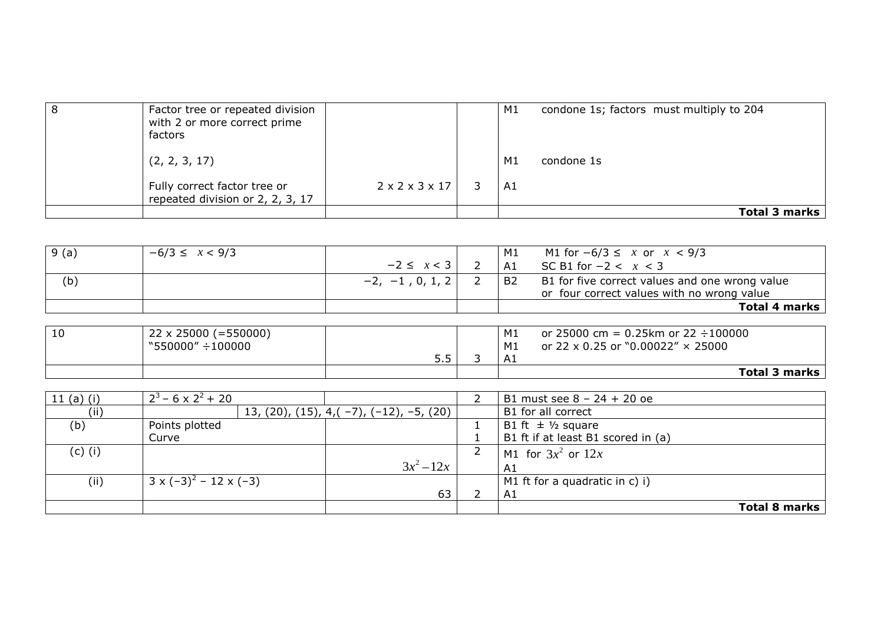| 8 | Factor tree or repeated division with 2 or more correct prime factors | | | M1 | condone 1s; factors must multiply to 204 |
|---|---|---|---|---|---|
| | (2, 2, 3, 17) | | | M1 | condone 1s |
| | Fully correct factor tree or repeated division or 2, 2, 3, 17 | 2 x 2 x 3 x 17 | 3 | A1 | |
| | | | | | **Total 3 marks** |

| 9 (a) | $-6/3 \leq x < 9/3$ | $-2 \leq x < 3$ | 2 | M1<br>A1 | M1 for $-6/3 \leq x$ or $x < 9/3$<br>SC B1 for $-2 < x < 3$ |
|---|---|---|---|---|---|
| (b) | | $-2, -1, 0, 1, 2$ | 2 | B2 | B1 for five correct values and one wrong value or four correct values with no wrong value |
| | | | | | **Total 4 marks** |

| 10 | 22 x 25000 (=550000)<br>"550000" ÷100000 | 5.5 | 3 | M1<br>M1<br>A1 | or 25000 cm = 0.25km or 22 ÷100000<br>or 22 x 0.25 or "0.00022" × 25000 |
|---|---|---|---|---|---|
| | | | | | **Total 3 marks** |

| 11 (a) (i) | $2^3 - 6 \times 2^2 + 20$ | | 2 | B1 must see 8 – 24 + 20 oe |
|---|---|---|---|---|
| (ii) | | 13, (20), (15), 4,( −7), (−12), −5, (20) | | B1 for all correct |
| (b) | Points plotted | | 1 | B1 ft ± ½ square |
| | Curve | | 1 | B1 ft if at least B1 scored in (a) |
| (c) (i) | | $3x^2 - 12x$ | 2 | M1 for $3x^2$ or $12x$<br>A1 |
| (ii) | $3 \times (-3)^2 - 12 \times (-3)$ | 63 | 2 | M1 ft for a quadratic in c) i)<br>A1 |
| | | | | **Total 8 marks** |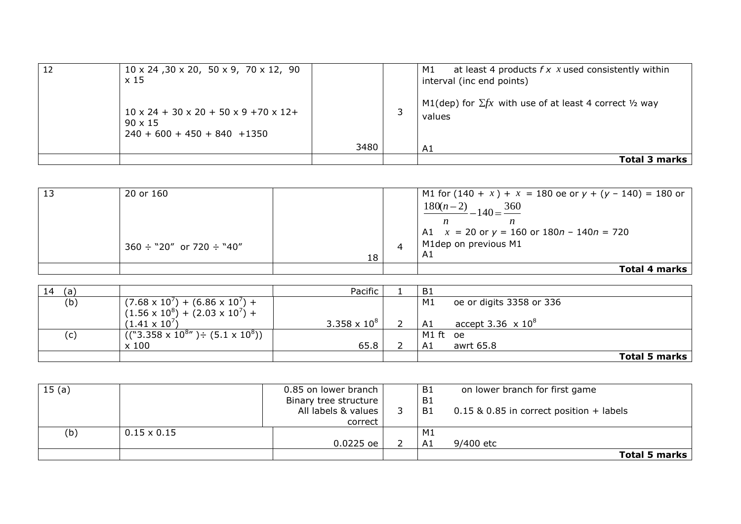| 12 | $10 \times 24$, $30 \times 20$, $50 \times 9$, $70 \times 12$, $90 \times 15$ | | | M1 at least 4 products $f \times x$ used consistently within interval (inc end points) |
|---|---|---|---|---|
| | $10 \times 24 + 30 \times 20 + 50 \times 9 + 70 \times 12 + 90 \times 15$ <br> $240 + 600 + 450 + 840 + 1350$ | | 3 | M1(dep) for $\sum fx$ with use of at least 4 correct ½ way values |
| | | 3480 | | A1 |
| | | | | **Total 3 marks** |

| 13 | 20 or 160 | | | M1 for $(140 + x) + x = 180$ oe or $y + (y - 140) = 180$ or $\frac{180(n-2)}{n} - 140 = \frac{360}{n}$ <br> A1 $x = 20$ or $y = 160$ or $180n - 140n = 720$ |
|---|---|---|---|---|
| | $360 \div$ "20" or $720 \div$ "40" | 18 | 4 | M1dep on previous M1 <br> A1 |
| | | | | **Total 4 marks** |

| 14 (a) | | Pacific | 1 | B1 |
|---|---|---|---|---|
| (b) | $(7.68 \times 10^7) + (6.86 \times 10^7) + (1.56 \times 10^8) + (2.03 \times 10^7) + (1.41 \times 10^7)$ | $3.358 \times 10^8$ | 2 | M1 oe or digits 3358 or 336 <br> A1 accept $3.36 \times 10^8$ |
| (c) | $((\text{"}3.358 \times 10^8\text{"}) \div (5.1 \times 10^8)) \times 100$ | 65.8 | 2 | M1 ft oe <br> A1 awrt 65.8 |
| | | | | **Total 5 marks** |

| 15 (a) | | 0.85 on lower branch <br> Binary tree structure <br> All labels & values correct | 3 | B1 on lower branch for first game <br> B1 <br> B1 0.15 & 0.85 in correct position + labels |
|---|---|---|---|---|
| (b) | $0.15 \times 0.15$ | 0.0225 oe | 2 | M1 <br> A1 9/400 etc |
| | | | | **Total 5 marks** |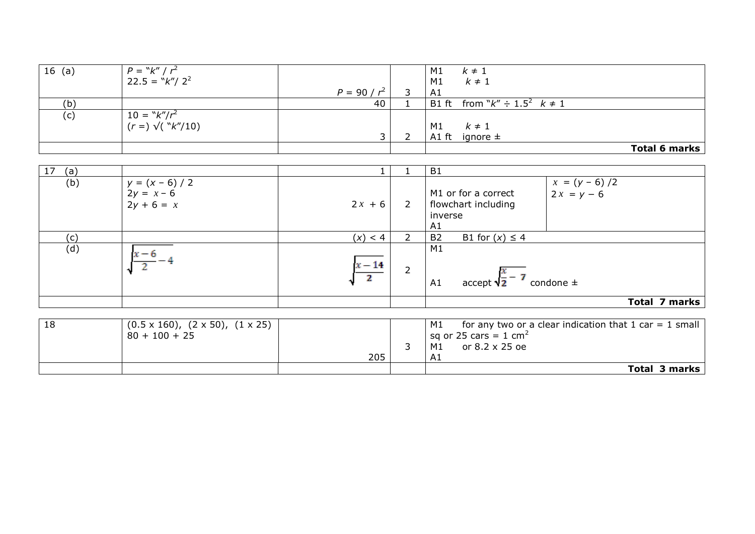| 16 (a) | $P$ = "$k$" / $r^2$<br>22.5 = "$k$"/ $2^2$ | $P = 90 / r^2$ | 3 | M1 $k \neq 1$<br>M1 $k \neq 1$<br>A1 |
|---|---|---|---|---|
| (b) | | 40 | 1 | B1 ft from "$k$" ÷ $1.5^2$ $k \neq 1$ |
| (c) | 10 = "$k$"/$r^2$<br>($r$ =) √( "$k$"/10) | 3 | 2 | M1 $k \neq 1$<br>A1 ft ignore ± |
| | | | | **Total 6 marks** |

| 17 (a) | | 1 | 1 | B1 | |
|---|---|---|---|---|---|
| (b) | $y = (x - 6) / 2$<br>$2y = x - 6$<br>$2y + 6 = x$ | $2x + 6$ | 2 | M1 or for a correct flowchart including inverse<br>A1 | $x = (y - 6) /2$<br>$2x = y - 6$ |
| (c) | | ($x$) < 4 | 2 | B2 B1 for ($x$) ≤ 4 | |
| (d) | $\sqrt{\frac{x-6}{2} - 4}$ | $\sqrt{\frac{x-14}{2}}$ | 2 | M1<br>A1 accept $\sqrt{\frac{x}{2} - 7}$ condone ± | |
| | | | | **Total 7 marks** | |

| 18 | (0.5 x 160), (2 x 50), (1 x 25)<br>80 + 100 + 25 | 205 | 3 | M1 for any two or a clear indication that 1 car = 1 small sq or 25 cars = 1 $cm^2$<br>M1 or 8.2 x 25 oe<br>A1 |
|---|---|---|---|---|
| | | | | **Total 3 marks** |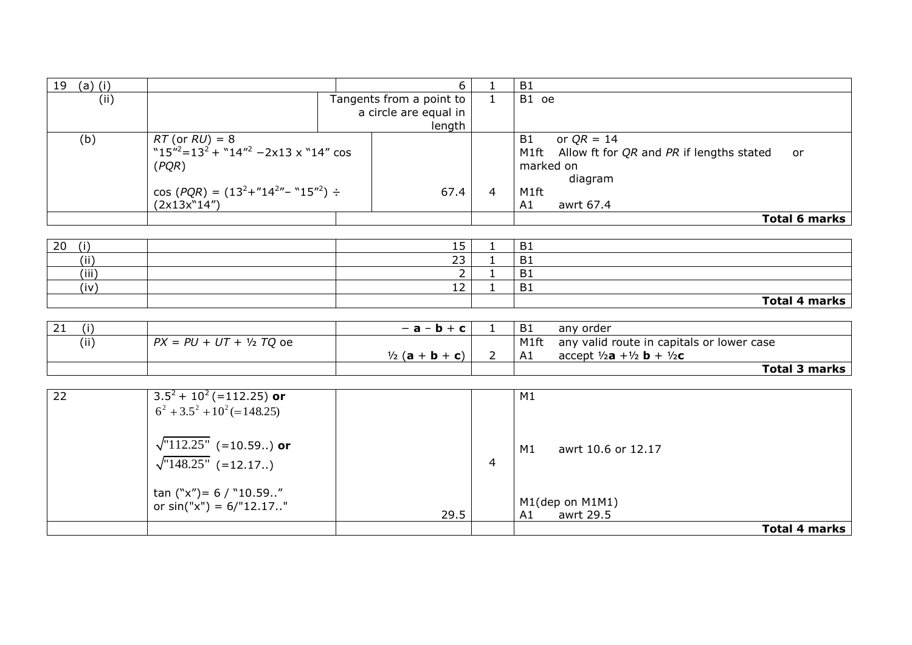| 19 (a) (i) | | 6 | 1 | B1 |
|---|---|---|---|---|
| (ii) | | Tangents from a point to a circle are equal in length | 1 | B1 oe |
| (b) | *RT* (or *RU*) = 8<br>"$15$"$^2$ = $13^2$ + "$14$"$^2$ − 2x13 x "14" cos (*PQR*)<br><br>cos (*PQR*) = ($13^2$+"$14^2$"− "$15^2$") ÷ (2x13x"14") | 67.4 | 4 | B1 or *QR* = 14<br>M1ft Allow ft for *QR* and *PR* if lengths stated or marked on diagram<br>M1ft<br>A1 awrt 67.4 |
| | | | | **Total 6 marks** |

| 20 (i) | | 15 | 1 | B1 |
|---|---|---|---|---|
| (ii) | | 23 | 1 | B1 |
| (iii) | | 2 | 1 | B1 |
| (iv) | | 12 | 1 | B1 |
| | | | | **Total 4 marks** |

| 21 (i) | | − **a** − **b** + **c** | 1 | B1 any order |
|---|---|---|---|---|
| (ii) | *PX* = *PU* + *UT* + ½ *TQ* oe | ½ (**a** + **b** + **c**) | 2 | M1ft any valid route in capitals or lower case<br>A1 accept ½**a** +½ **b** + ½**c** |
| | | | | **Total 3 marks** |

| 22 | $3.5^2 + 10^2$ (=112.25) **or**<br>$6^2 + 3.5^2 + 10^2 (=148.25)$<br><br>$\sqrt{\text{"112.25"}}$ (=10.59..) **or**<br>$\sqrt{\text{"148.25"}}$ (=12.17..)<br><br>tan ("x")= 6 / "10.59.."<br>or sin("x") = 6/"12.17.." | 29.5 | 4 | M1<br><br>M1 awrt 10.6 or 12.17<br><br>M1(dep on M1M1)<br>A1 awrt 29.5 |
|---|---|---|---|---|
| | | | | **Total 4 marks** |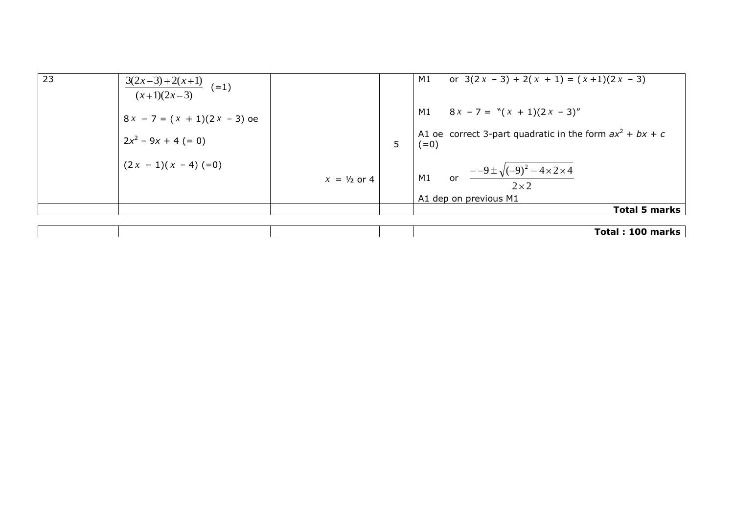| | | | | |
|---|---|---|---|---|
| 23 | $\frac{3(2x-3)+2(x+1)}{(x+1)(2x-3)}$ $(=1)$<br><br>$8x - 7 = (x + 1)(2x - 3)$ oe<br><br>$2x^2 - 9x + 4$ $(= 0)$<br><br>$(2x - 1)(x - 4)$ $(=0)$ | $x = ½$ or $4$ | 5 | M1 or $3(2x - 3) + 2(x + 1) = (x+1)(2x - 3)$<br><br>M1 $8x - 7 =$ "$(x + 1)(2x - 3)$"<br><br>A1 oe correct 3-part quadratic in the form $ax^2 + bx + c$ $(=0)$<br><br>M1 or $\frac{--9\pm\sqrt{(-9)^2-4\times2\times4}}{2\times2}$<br><br>A1 dep on previous M1 |
| | | | | **Total 5 marks** |

| | | | | |
|---|---|---|---|---|
| | | | | **Total : 100 marks** |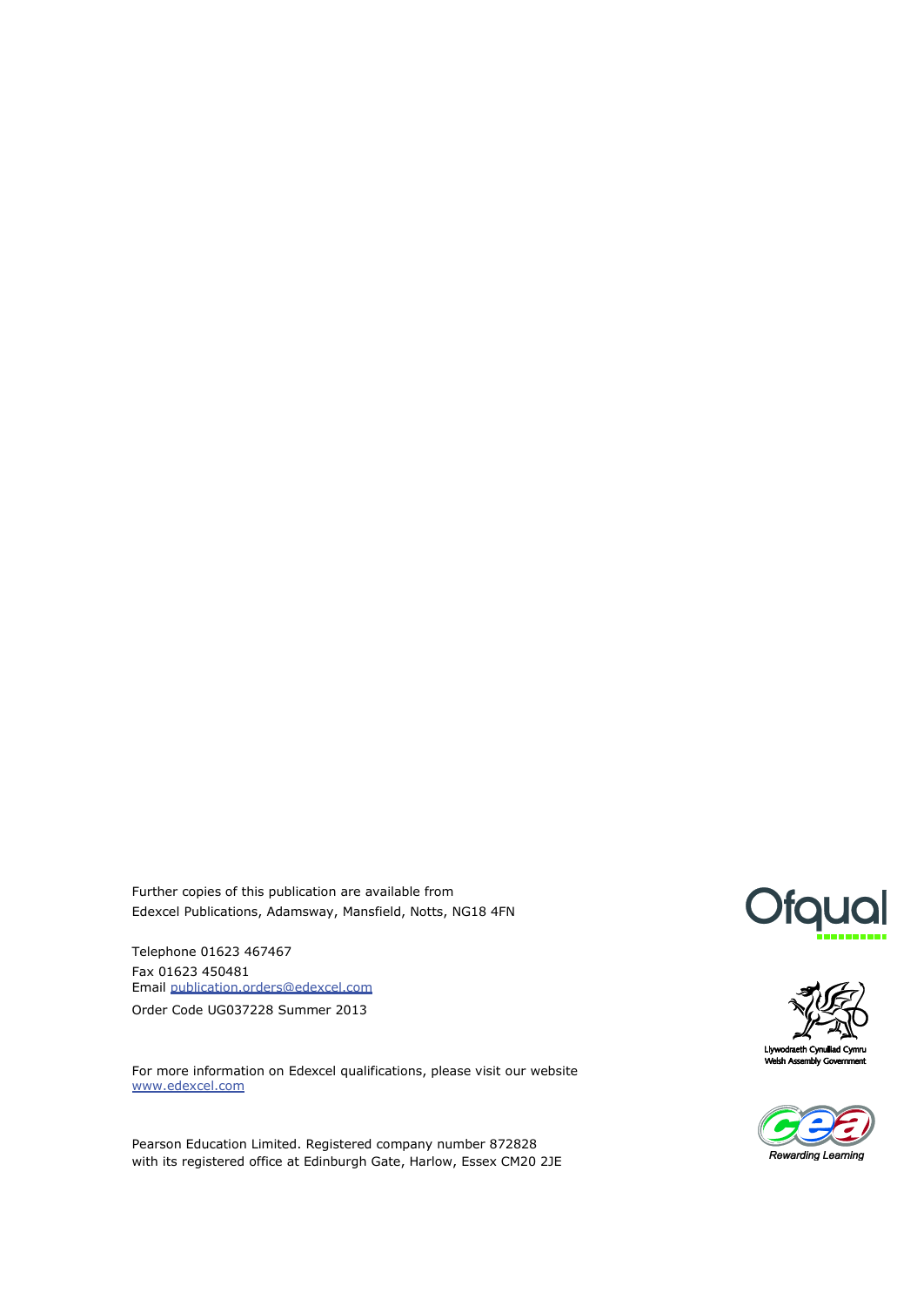Further copies of this publication are available from
Edexcel Publications, Adamsway, Mansfield, Notts, NG18 4FN

Telephone 01623 467467
Fax 01623 450481
Email publication.orders@edexcel.com

Order Code UG037228 Summer 2013

For more information on Edexcel qualifications, please visit our website
www.edexcel.com

Pearson Education Limited. Registered company number 872828
with its registered office at Edinburgh Gate, Harlow, Essex CM20 2JE

Ofqual

Llywodraeth Cynulliad Cymru
Welsh Assembly Government

Rewarding Learning